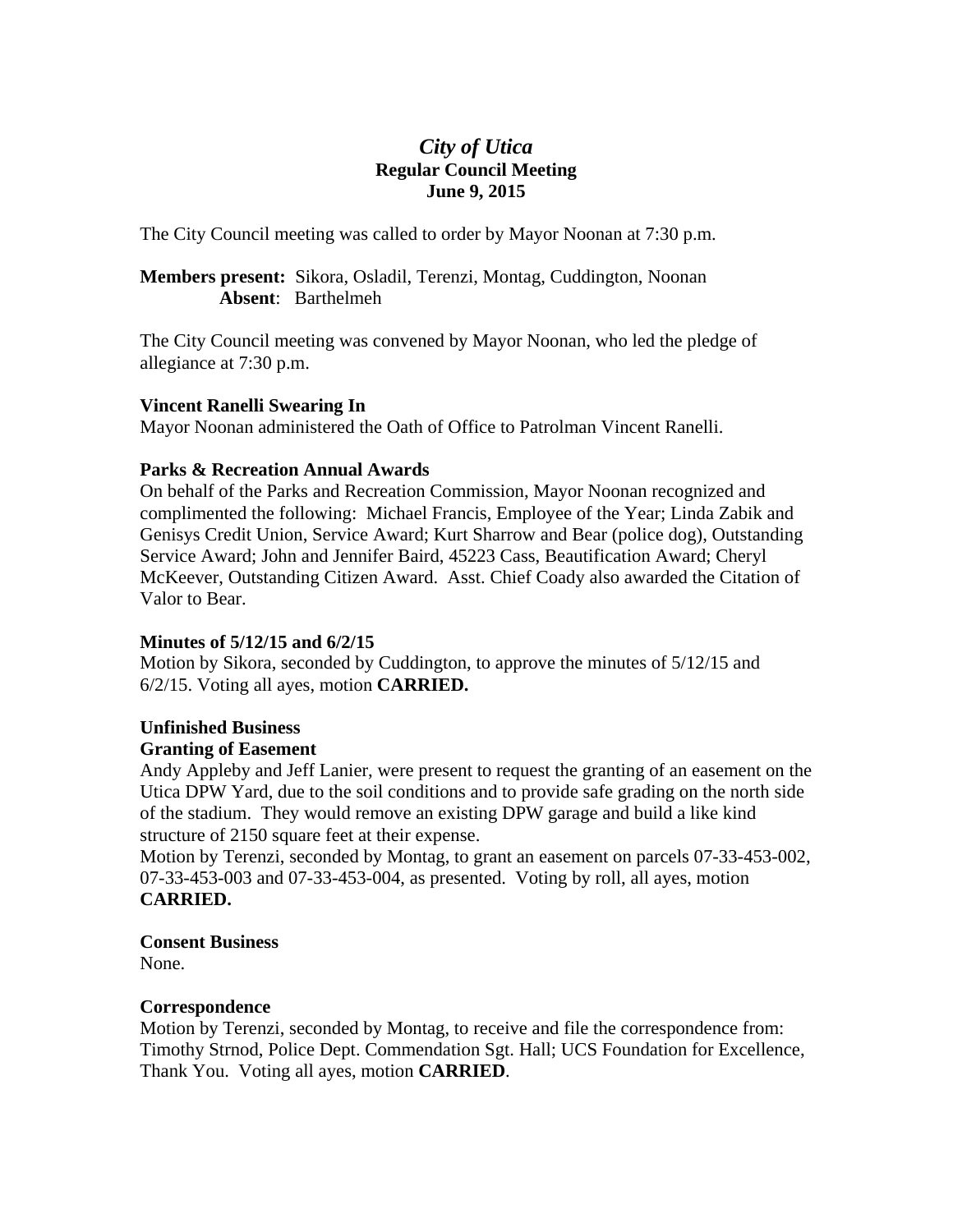# *City of Utica*

**Regular Council Meeting**

**June 9, 2015**

The City Council meeting was called to order by Mayor Noonan at 7:30 p.m.

**Members present:** Sikora, Osladil, Terenzi, Montag, Cuddington, Noonan
**Absent**: Barthelmeh

The City Council meeting was convened by Mayor Noonan, who led the pledge of allegiance at 7:30 p.m.

**Vincent Ranelli Swearing In**

Mayor Noonan administered the Oath of Office to Patrolman Vincent Ranelli.

**Parks & Recreation Annual Awards**

On behalf of the Parks and Recreation Commission, Mayor Noonan recognized and complimented the following: Michael Francis, Employee of the Year; Linda Zabik and Genisys Credit Union, Service Award; Kurt Sharrow and Bear (police dog), Outstanding Service Award; John and Jennifer Baird, 45223 Cass, Beautification Award; Cheryl McKeever, Outstanding Citizen Award. Asst. Chief Coady also awarded the Citation of Valor to Bear.

**Minutes of 5/12/15 and 6/2/15**

Motion by Sikora, seconded by Cuddington, to approve the minutes of 5/12/15 and 6/2/15. Voting all ayes, motion **CARRIED.**

**Unfinished Business**

**Granting of Easement**

Andy Appleby and Jeff Lanier, were present to request the granting of an easement on the Utica DPW Yard, due to the soil conditions and to provide safe grading on the north side of the stadium. They would remove an existing DPW garage and build a like kind structure of 2150 square feet at their expense.

Motion by Terenzi, seconded by Montag, to grant an easement on parcels 07-33-453-002, 07-33-453-003 and 07-33-453-004, as presented. Voting by roll, all ayes, motion **CARRIED.**

**Consent Business**

None.

**Correspondence**

Motion by Terenzi, seconded by Montag, to receive and file the correspondence from: Timothy Strnod, Police Dept. Commendation Sgt. Hall; UCS Foundation for Excellence, Thank You. Voting all ayes, motion **CARRIED**.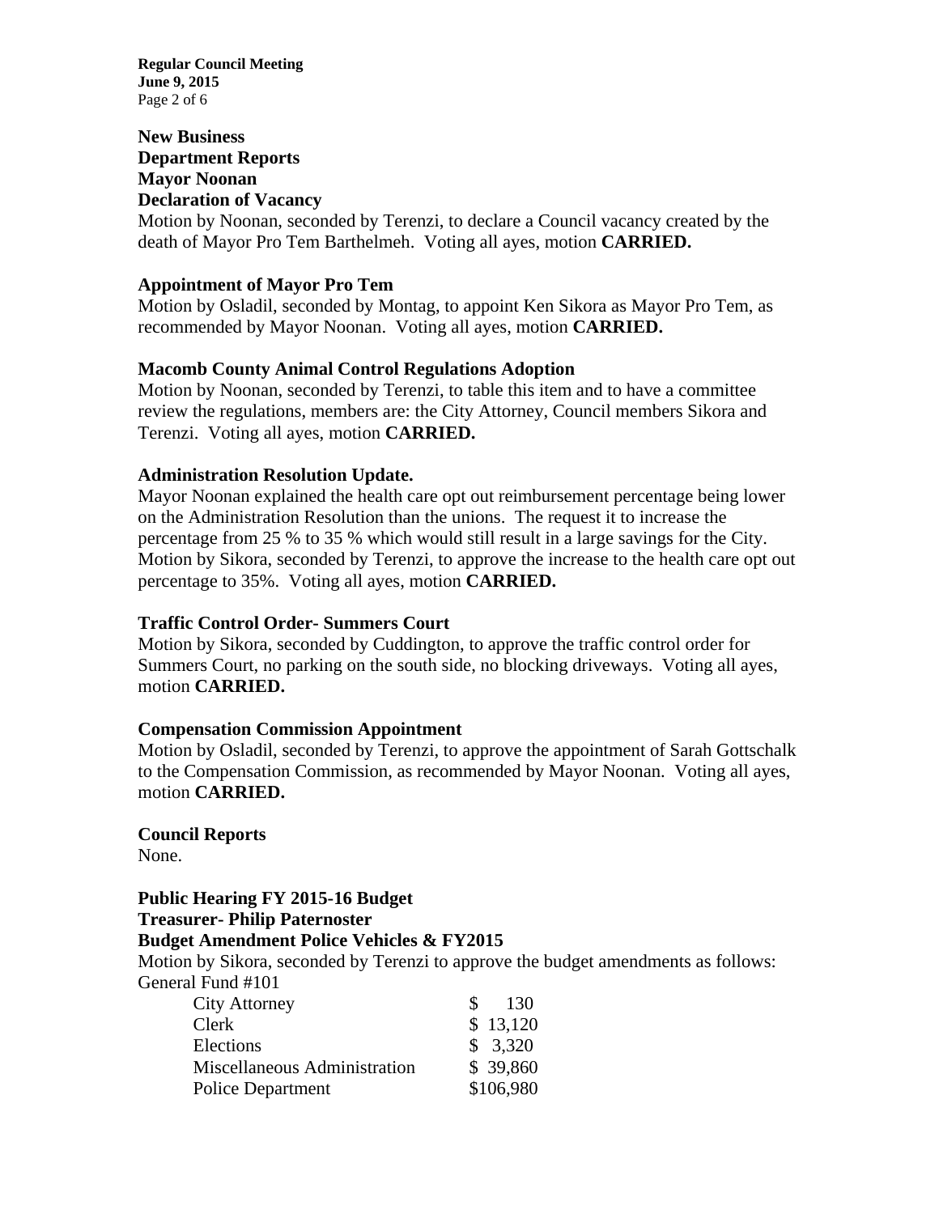**New Business**
**Department Reports**
**Mayor Noonan**
**Declaration of Vacancy**

Motion by Noonan, seconded by Terenzi, to declare a Council vacancy created by the death of Mayor Pro Tem Barthelmeh. Voting all ayes, motion **CARRIED.**

**Appointment of Mayor Pro Tem**

Motion by Osladil, seconded by Montag, to appoint Ken Sikora as Mayor Pro Tem, as recommended by Mayor Noonan. Voting all ayes, motion **CARRIED.**

**Macomb County Animal Control Regulations Adoption**

Motion by Noonan, seconded by Terenzi, to table this item and to have a committee review the regulations, members are: the City Attorney, Council members Sikora and Terenzi. Voting all ayes, motion **CARRIED.**

**Administration Resolution Update.**

Mayor Noonan explained the health care opt out reimbursement percentage being lower on the Administration Resolution than the unions. The request it to increase the percentage from 25 % to 35 % which would still result in a large savings for the City. Motion by Sikora, seconded by Terenzi, to approve the increase to the health care opt out percentage to 35%. Voting all ayes, motion **CARRIED.**

**Traffic Control Order- Summers Court**

Motion by Sikora, seconded by Cuddington, to approve the traffic control order for Summers Court, no parking on the south side, no blocking driveways. Voting all ayes, motion **CARRIED.**

**Compensation Commission Appointment**

Motion by Osladil, seconded by Terenzi, to approve the appointment of Sarah Gottschalk to the Compensation Commission, as recommended by Mayor Noonan. Voting all ayes, motion **CARRIED.**

**Council Reports**

None.

**Public Hearing FY 2015-16 Budget**
**Treasurer- Philip Paternoster**
**Budget Amendment Police Vehicles & FY2015**

Motion by Sikora, seconded by Terenzi to approve the budget amendments as follows:
General Fund #101

| | |
|---|---|
| City Attorney | $ 130 |
| Clerk | $ 13,120 |
| Elections | $ 3,320 |
| Miscellaneous Administration | $ 39,860 |
| Police Department | $106,980 |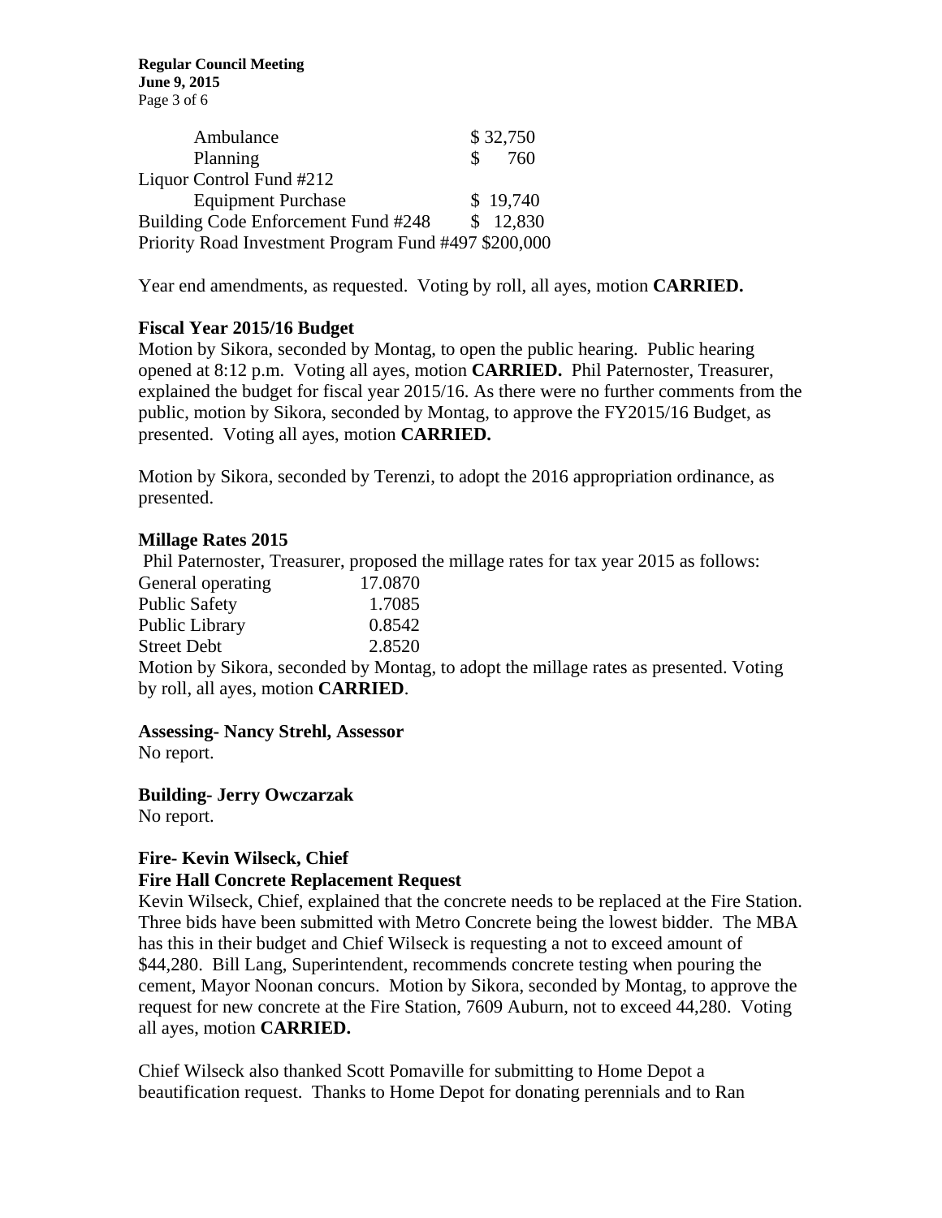| | |
|---|---|
| Ambulance | $ 32,750 |
| Planning | $ 760 |
| Liquor Control Fund #212 | |
| Equipment Purchase | $ 19,740 |
| Building Code Enforcement Fund #248 | $ 12,830 |
| Priority Road Investment Program Fund #497 | $200,000 |

Year end amendments, as requested. Voting by roll, all ayes, motion **CARRIED.**

**Fiscal Year 2015/16 Budget**

Motion by Sikora, seconded by Montag, to open the public hearing. Public hearing opened at 8:12 p.m. Voting all ayes, motion **CARRIED.** Phil Paternoster, Treasurer, explained the budget for fiscal year 2015/16. As there were no further comments from the public, motion by Sikora, seconded by Montag, to approve the FY2015/16 Budget, as presented. Voting all ayes, motion **CARRIED.**

Motion by Sikora, seconded by Terenzi, to adopt the 2016 appropriation ordinance, as presented.

**Millage Rates 2015**

Phil Paternoster, Treasurer, proposed the millage rates for tax year 2015 as follows:

| | |
|---|---|
| General operating | 17.0870 |
| Public Safety | 1.7085 |
| Public Library | 0.8542 |
| Street Debt | 2.8520 |

Motion by Sikora, seconded by Montag, to adopt the millage rates as presented. Voting by roll, all ayes, motion **CARRIED**.

**Assessing- Nancy Strehl, Assessor**

No report.

**Building- Jerry Owczarzak**

No report.

**Fire- Kevin Wilseck, Chief**

**Fire Hall Concrete Replacement Request**

Kevin Wilseck, Chief, explained that the concrete needs to be replaced at the Fire Station. Three bids have been submitted with Metro Concrete being the lowest bidder. The MBA has this in their budget and Chief Wilseck is requesting a not to exceed amount of $44,280. Bill Lang, Superintendent, recommends concrete testing when pouring the cement, Mayor Noonan concurs. Motion by Sikora, seconded by Montag, to approve the request for new concrete at the Fire Station, 7609 Auburn, not to exceed 44,280. Voting all ayes, motion **CARRIED.**

Chief Wilseck also thanked Scott Pomaville for submitting to Home Depot a beautification request. Thanks to Home Depot for donating perennials and to Ran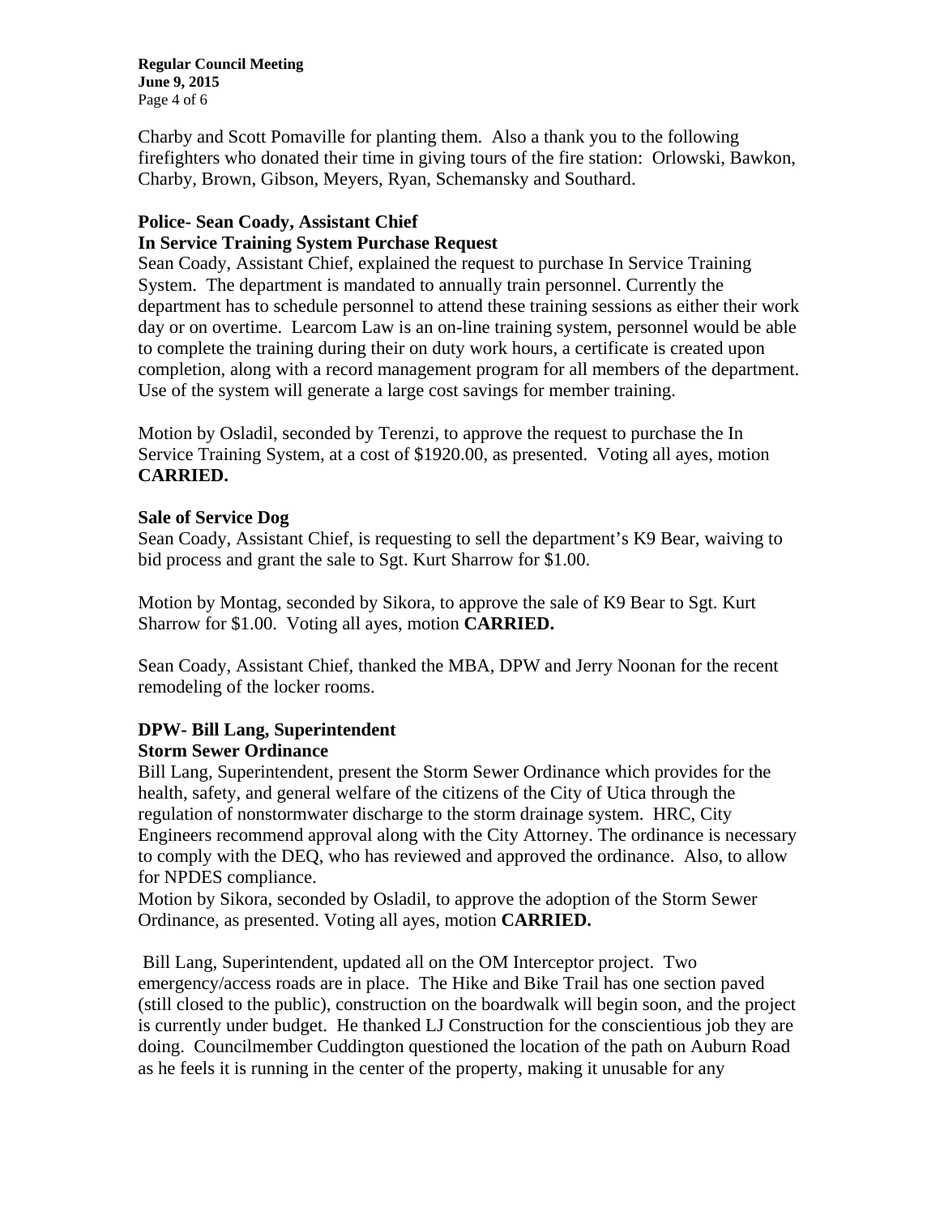Charby and Scott Pomaville for planting them. Also a thank you to the following firefighters who donated their time in giving tours of the fire station: Orlowski, Bawkon, Charby, Brown, Gibson, Meyers, Ryan, Schemansky and Southard.

**Police- Sean Coady, Assistant Chief**
**In Service Training System Purchase Request**

Sean Coady, Assistant Chief, explained the request to purchase In Service Training System. The department is mandated to annually train personnel. Currently the department has to schedule personnel to attend these training sessions as either their work day or on overtime. Learcom Law is an on-line training system, personnel would be able to complete the training during their on duty work hours, a certificate is created upon completion, along with a record management program for all members of the department. Use of the system will generate a large cost savings for member training.

Motion by Osladil, seconded by Terenzi, to approve the request to purchase the In Service Training System, at a cost of $1920.00, as presented. Voting all ayes, motion **CARRIED.**

**Sale of Service Dog**

Sean Coady, Assistant Chief, is requesting to sell the department's K9 Bear, waiving to bid process and grant the sale to Sgt. Kurt Sharrow for $1.00.

Motion by Montag, seconded by Sikora, to approve the sale of K9 Bear to Sgt. Kurt Sharrow for $1.00. Voting all ayes, motion **CARRIED.**

Sean Coady, Assistant Chief, thanked the MBA, DPW and Jerry Noonan for the recent remodeling of the locker rooms.

**DPW- Bill Lang, Superintendent**
**Storm Sewer Ordinance**

Bill Lang, Superintendent, present the Storm Sewer Ordinance which provides for the health, safety, and general welfare of the citizens of the City of Utica through the regulation of nonstormwater discharge to the storm drainage system. HRC, City Engineers recommend approval along with the City Attorney. The ordinance is necessary to comply with the DEQ, who has reviewed and approved the ordinance. Also, to allow for NPDES compliance.

Motion by Sikora, seconded by Osladil, to approve the adoption of the Storm Sewer Ordinance, as presented. Voting all ayes, motion **CARRIED.**

Bill Lang, Superintendent, updated all on the OM Interceptor project. Two emergency/access roads are in place. The Hike and Bike Trail has one section paved (still closed to the public), construction on the boardwalk will begin soon, and the project is currently under budget. He thanked LJ Construction for the conscientious job they are doing. Councilmember Cuddington questioned the location of the path on Auburn Road as he feels it is running in the center of the property, making it unusable for any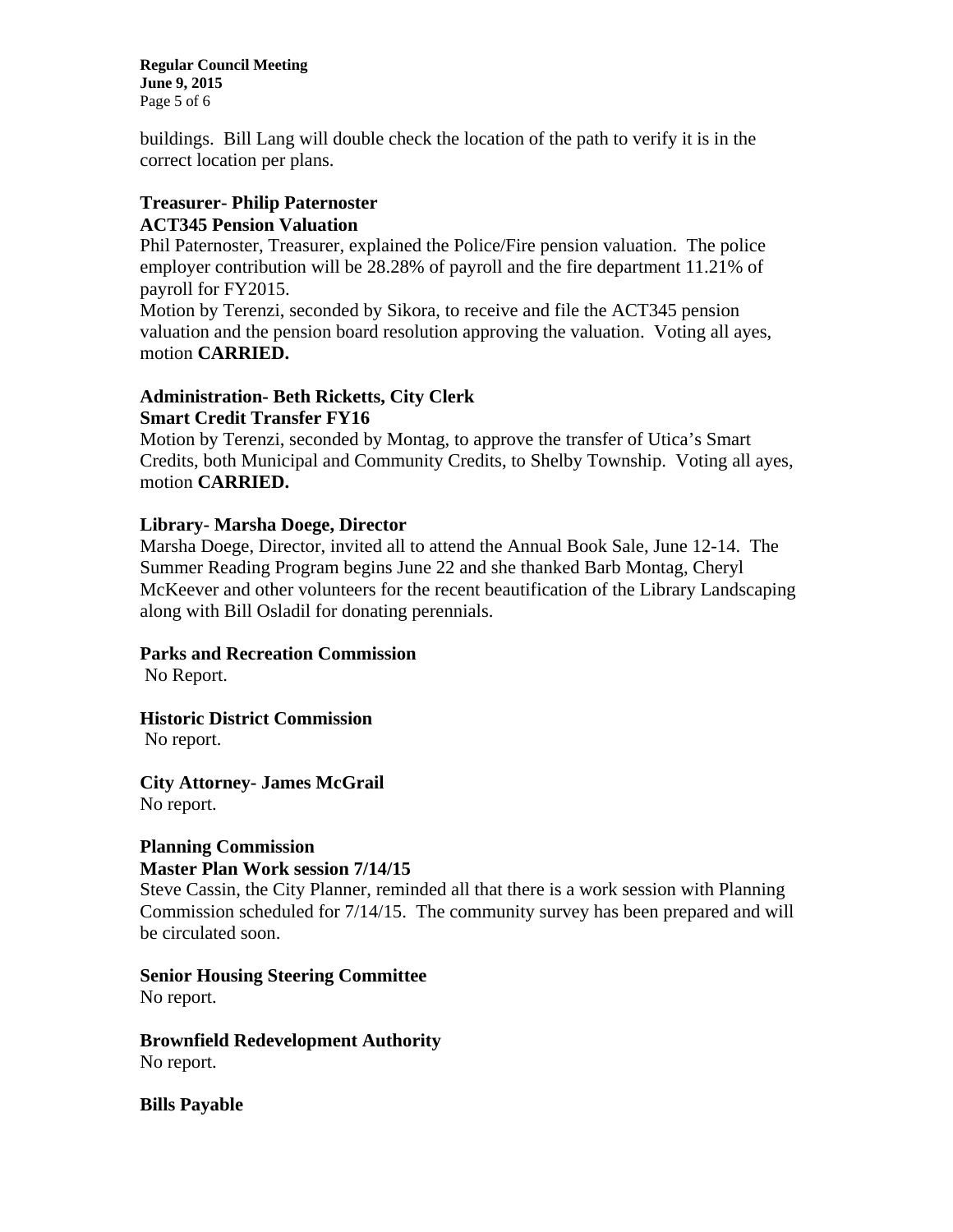buildings. Bill Lang will double check the location of the path to verify it is in the correct location per plans.

**Treasurer- Philip Paternoster**
**ACT345 Pension Valuation**

Phil Paternoster, Treasurer, explained the Police/Fire pension valuation. The police employer contribution will be 28.28% of payroll and the fire department 11.21% of payroll for FY2015.

Motion by Terenzi, seconded by Sikora, to receive and file the ACT345 pension valuation and the pension board resolution approving the valuation. Voting all ayes, motion **CARRIED.**

**Administration- Beth Ricketts, City Clerk**
**Smart Credit Transfer FY16**

Motion by Terenzi, seconded by Montag, to approve the transfer of Utica's Smart Credits, both Municipal and Community Credits, to Shelby Township. Voting all ayes, motion **CARRIED.**

**Library- Marsha Doege, Director**

Marsha Doege, Director, invited all to attend the Annual Book Sale, June 12-14. The Summer Reading Program begins June 22 and she thanked Barb Montag, Cheryl McKeever and other volunteers for the recent beautification of the Library Landscaping along with Bill Osladil for donating perennials.

**Parks and Recreation Commission**

No Report.

**Historic District Commission**

No report.

**City Attorney- James McGrail**

No report.

**Planning Commission**
**Master Plan Work session 7/14/15**

Steve Cassin, the City Planner, reminded all that there is a work session with Planning Commission scheduled for 7/14/15. The community survey has been prepared and will be circulated soon.

**Senior Housing Steering Committee**

No report.

**Brownfield Redevelopment Authority**

No report.

**Bills Payable**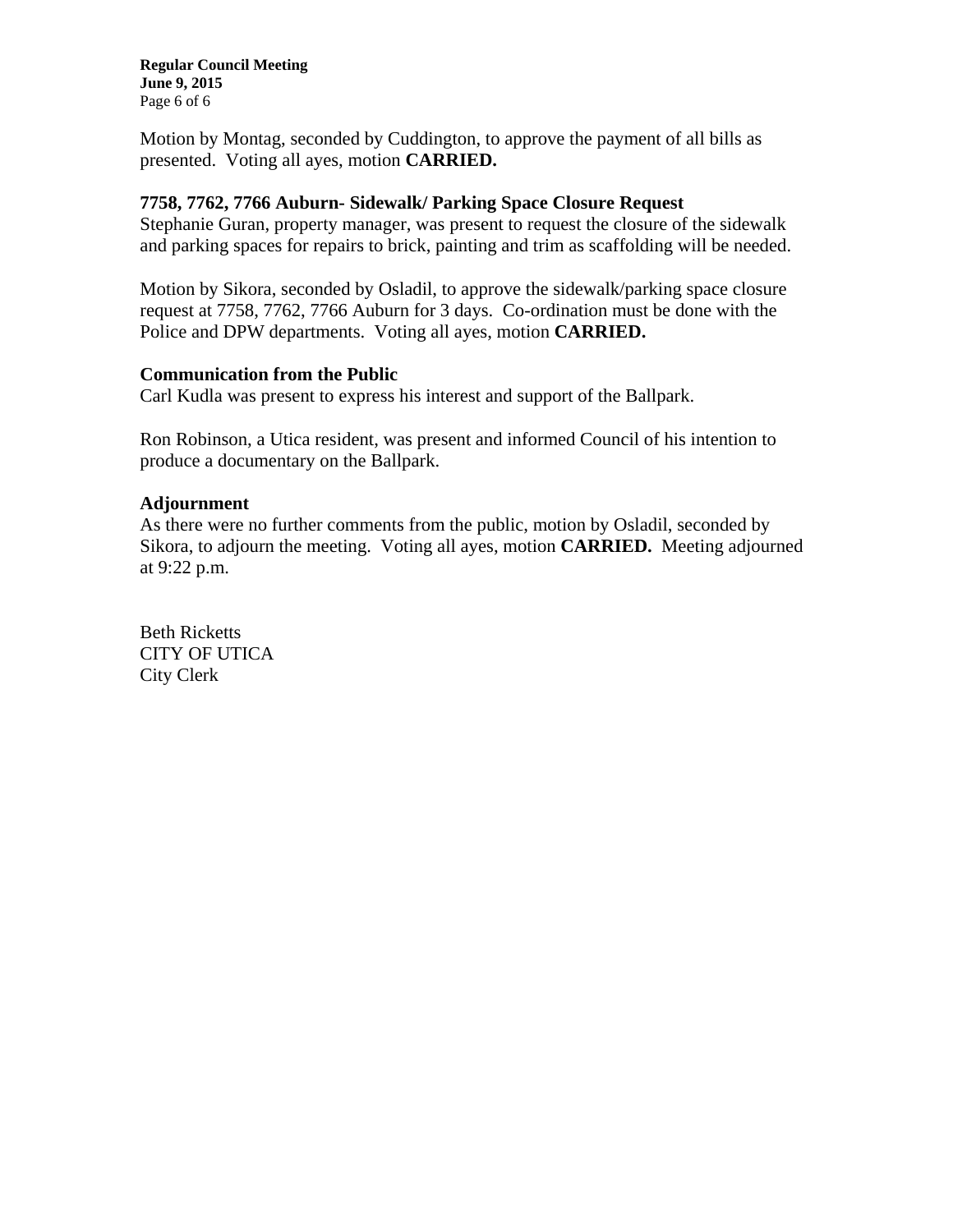Motion by Montag, seconded by Cuddington, to approve the payment of all bills as presented. Voting all ayes, motion **CARRIED.**

**7758, 7762, 7766 Auburn- Sidewalk/ Parking Space Closure Request**

Stephanie Guran, property manager, was present to request the closure of the sidewalk and parking spaces for repairs to brick, painting and trim as scaffolding will be needed.

Motion by Sikora, seconded by Osladil, to approve the sidewalk/parking space closure request at 7758, 7762, 7766 Auburn for 3 days. Co-ordination must be done with the Police and DPW departments. Voting all ayes, motion **CARRIED.**

**Communication from the Public**

Carl Kudla was present to express his interest and support of the Ballpark.

Ron Robinson, a Utica resident, was present and informed Council of his intention to produce a documentary on the Ballpark.

**Adjournment**

As there were no further comments from the public, motion by Osladil, seconded by Sikora, to adjourn the meeting. Voting all ayes, motion **CARRIED.** Meeting adjourned at 9:22 p.m.

Beth Ricketts
CITY OF UTICA
City Clerk